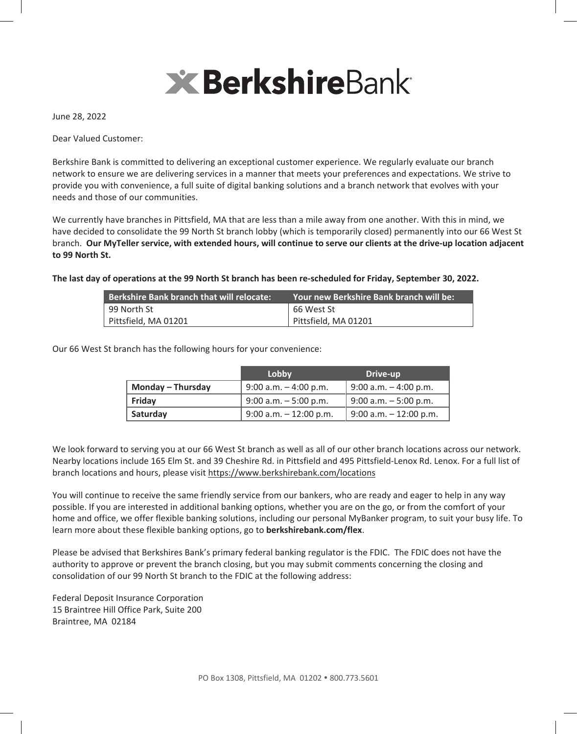# BerkshireBank

June 28, 2022

Dear Valued Customer:

Berkshire Bank is committed to delivering an exceptional customer experience. We regularly evaluate our branch network to ensure we are delivering services in a manner that meets your preferences and expectations. We strive to provide you with convenience, a full suite of digital banking solutions and a branch network that evolves with your needs and those of our communities.

We currently have branches in Pittsfield, MA that are less than a mile away from one another. With this in mind, we have decided to consolidate the 99 North St branch lobby (which is temporarily closed) permanently into our 66 West St branch. **Our MyTeller service, with extended hours, will continue to serve our clients at the drive-up location adjacent to 99 North St.**

**The last day of operations at the 99 North St branch has been re-scheduled for Friday, September 30, 2022.**

| Berkshire Bank branch that will relocate: | Your new Berkshire Bank branch will be: |
|---|---|
| 99 North St<br>Pittsfield, MA 01201 | 66 West St<br>Pittsfield, MA 01201 |

Our 66 West St branch has the following hours for your convenience:

| | Lobby | Drive-up |
|---|---|---|
| **Monday – Thursday** | 9:00 a.m. – 4:00 p.m. | 9:00 a.m. – 4:00 p.m. |
| **Friday** | 9:00 a.m. – 5:00 p.m. | 9:00 a.m. – 5:00 p.m. |
| **Saturday** | 9:00 a.m. – 12:00 p.m. | 9:00 a.m. – 12:00 p.m. |

We look forward to serving you at our 66 West St branch as well as all of our other branch locations across our network. Nearby locations include 165 Elm St. and 39 Cheshire Rd. in Pittsfield and 495 Pittsfield-Lenox Rd. Lenox. For a full list of branch locations and hours, please visit https://www.berkshirebank.com/locations

You will continue to receive the same friendly service from our bankers, who are ready and eager to help in any way possible. If you are interested in additional banking options, whether you are on the go, or from the comfort of your home and office, we offer flexible banking solutions, including our personal MyBanker program, to suit your busy life. To learn more about these flexible banking options, go to **berkshirebank.com/flex**.

Please be advised that Berkshires Bank's primary federal banking regulator is the FDIC. The FDIC does not have the authority to approve or prevent the branch closing, but you may submit comments concerning the closing and consolidation of our 99 North St branch to the FDIC at the following address:

Federal Deposit Insurance Corporation
15 Braintree Hill Office Park, Suite 200
Braintree, MA 02184

PO Box 1308, Pittsfield, MA 01202 • 800.773.5601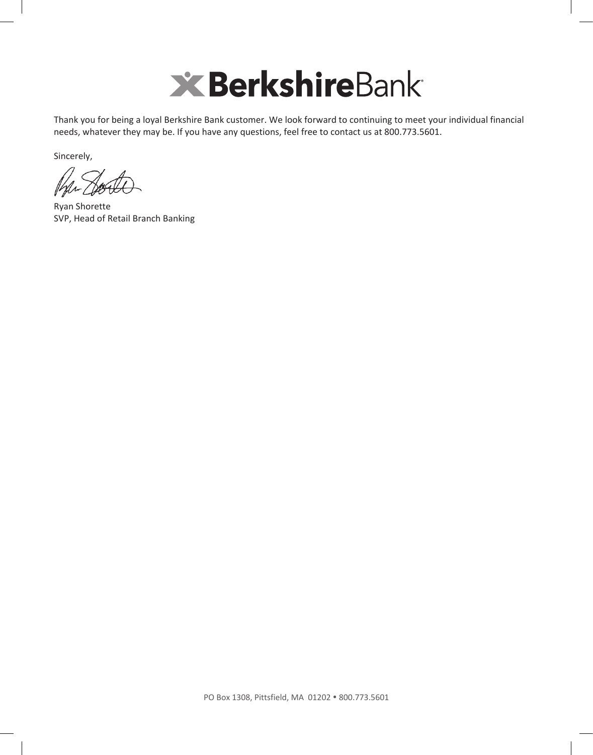# Berkshire Bank

Thank you for being a loyal Berkshire Bank customer. We look forward to continuing to meet your individual financial needs, whatever they may be. If you have any questions, feel free to contact us at 800.773.5601.

Sincerely,

Ryan Shorette
SVP, Head of Retail Branch Banking

PO Box 1308, Pittsfield, MA 01202 • 800.773.5601